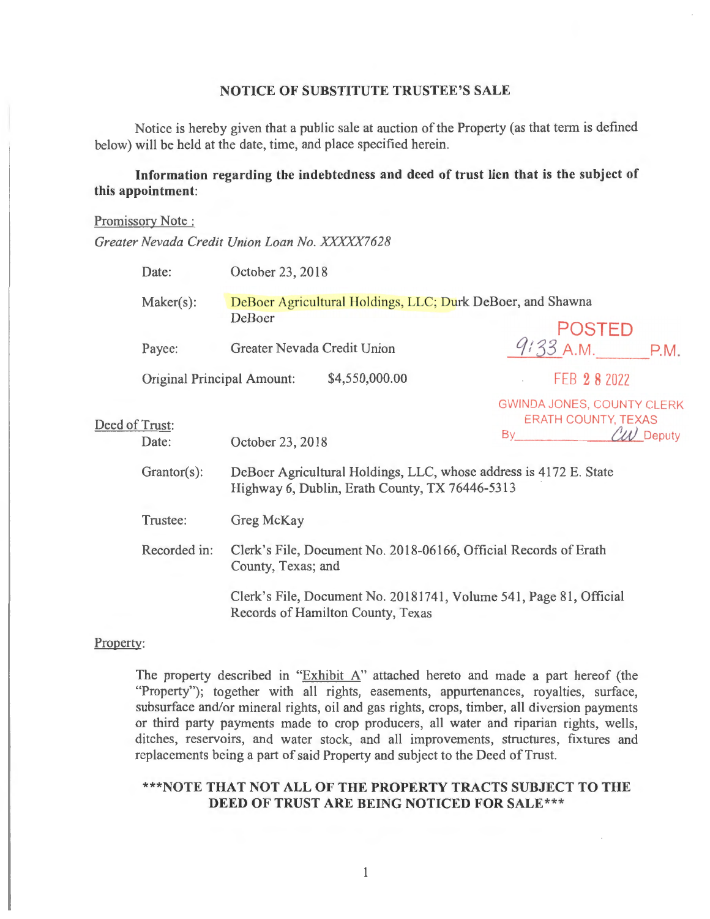## NOTICE OF SUBSTITUTE TRUSTEE'S SALE

Notice is hereby given that a public sale at auction of the Property (as that term is defined below) will be held at the date, time, and place specified herein.

**Information regarding the indebtedness and deed of trust lien that is the subject of this appointment:**

Promissory Note :

*Greater Nevada Credit Union Loan No. XXXXX7628*

Date: October 23, 2018

Maker(s): DeBoer Agricultural Holdings, LLC; Durk DeBoer, and Shawna DeBoer

Payee: Greater Nevada Credit Union

Original Principal Amount: $4,550,000.00

POSTED 9:33 A.M. ______ P.M.
FEB 28 2022
GWINDA JONES, COUNTY CLERK
ERATH COUNTY, TEXAS
By __________ CW Deputy

Deed of Trust:

Date: October 23, 2018

Grantor(s): DeBoer Agricultural Holdings, LLC, whose address is 4172 E. State Highway 6, Dublin, Erath County, TX 76446-5313

Trustee: Greg McKay

Recorded in: Clerk's File, Document No. 2018-06166, Official Records of Erath County, Texas; and

Clerk's File, Document No. 20181741, Volume 541, Page 81, Official Records of Hamilton County, Texas

Property:

The property described in "Exhibit A" attached hereto and made a part hereof (the "Property"); together with all rights, easements, appurtenances, royalties, surface, subsurface and/or mineral rights, oil and gas rights, crops, timber, all diversion payments or third party payments made to crop producers, all water and riparian rights, wells, ditches, reservoirs, and water stock, and all improvements, structures, fixtures and replacements being a part of said Property and subject to the Deed of Trust.

**\*\*\*NOTE THAT NOT ALL OF THE PROPERTY TRACTS SUBJECT TO THE DEED OF TRUST ARE BEING NOTICED FOR SALE\*\*\***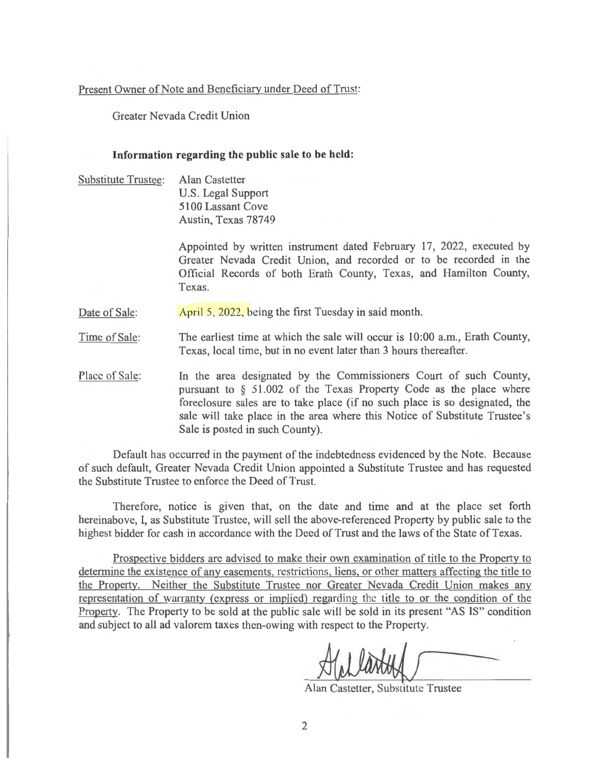Present Owner of Note and Beneficiary under Deed of Trust:

Greater Nevada Credit Union

**Information regarding the public sale to be held:**

Substitute Trustee: Alan Castetter
U.S. Legal Support
5100 Lassant Cove
Austin, Texas 78749

Appointed by written instrument dated February 17, 2022, executed by Greater Nevada Credit Union, and recorded or to be recorded in the Official Records of both Erath County, Texas, and Hamilton County, Texas.

Date of Sale: April 5, 2022, being the first Tuesday in said month.

Time of Sale: The earliest time at which the sale will occur is 10:00 a.m., Erath County, Texas, local time, but in no event later than 3 hours thereafter.

Place of Sale: In the area designated by the Commissioners Court of such County, pursuant to § 51.002 of the Texas Property Code as the place where foreclosure sales are to take place (if no such place is so designated, the sale will take place in the area where this Notice of Substitute Trustee's Sale is posted in such County).

Default has occurred in the payment of the indebtedness evidenced by the Note. Because of such default, Greater Nevada Credit Union appointed a Substitute Trustee and has requested the Substitute Trustee to enforce the Deed of Trust.

Therefore, notice is given that, on the date and time and at the place set forth hereinabove, I, as Substitute Trustee, will sell the above-referenced Property by public sale to the highest bidder for cash in accordance with the Deed of Trust and the laws of the State of Texas.

Prospective bidders are advised to make their own examination of title to the Property to determine the existence of any easements, restrictions, liens, or other matters affecting the title to the Property. Neither the Substitute Trustee nor Greater Nevada Credit Union makes any representation of warranty (express or implied) regarding the title to or the condition of the Property. The Property to be sold at the public sale will be sold in its present "AS IS" condition and subject to all ad valorem taxes then-owing with respect to the Property.

Alan Castetter, Substitute Trustee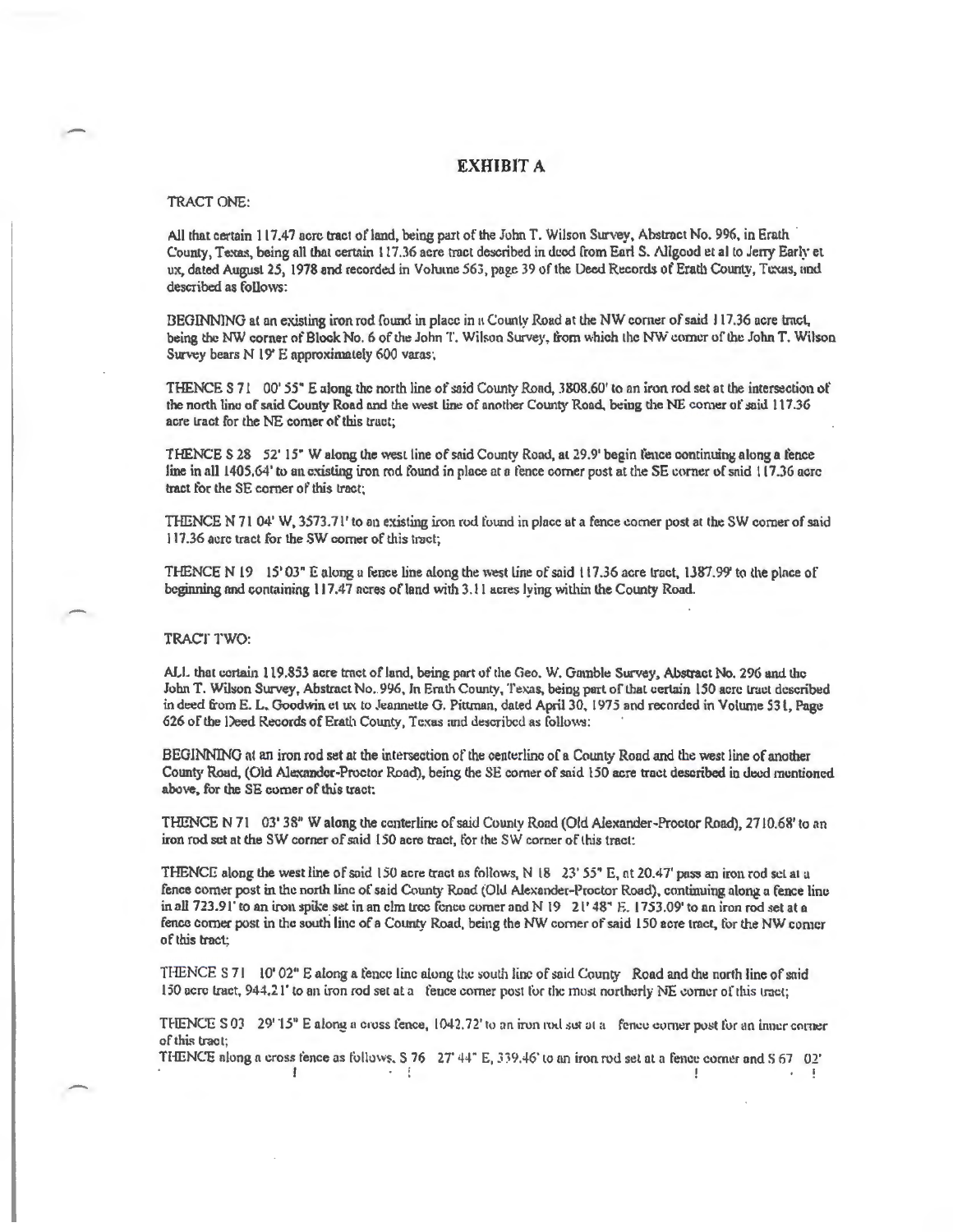# EXHIBIT A

TRACT ONE:

All that certain 117.47 acre tract of land, being part of the John T. Wilson Survey, Abstract No. 996, in Erath County, Texas, being all that certain 117.36 acre tract described in deed from Earl S. Allgood et al to Jerry Early et ux, dated August 25, 1978 and recorded in Volume 563, page 39 of the Deed Records of Erath County, Texas, and described as follows:

BEGINNING at an existing iron rod found in place in a County Road at the NW corner of said 117.36 acre tract, being the NW corner of Block No. 6 of the John T. Wilson Survey, from which the NW corner of the John T. Wilson Survey bears N 19' E approximately 600 varas;

THENCE S 71 00' 55" E along the north line of said County Road, 3808.60' to an iron rod set at the intersection of the north line of said County Road and the west line of another County Road, being the NE corner of said 117.36 acre tract for the NE corner of this tract;

THENCE S 28 52' 15" W along the west line of said County Road, at 29.9' begin fence continuing along a fence line in all 1405.64' to an existing iron rod found in place at a fence corner post at the SE corner of said 117.36 acre tract for the SE corner of this tract;

THENCE N 71 04' W, 3573.71' to an existing iron rod found in place at a fence corner post at the SW corner of said 117.36 acre tract for the SW corner of this tract;

THENCE N 19 15' 03" E along a fence line along the west line of said 117.36 acre tract, 1387.99' to the place of beginning and containing 117.47 acres of land with 3.11 acres lying within the County Road.

TRACT TWO:

ALL that certain 119.853 acre tract of land, being part of the Geo. W. Gamble Survey, Abstract No. 296 and the John T. Wilson Survey, Abstract No. 996, In Erath County, Texas, being part of that certain 150 acre tract described in deed from E. L. Goodwin et ux to Jeannette G. Pittman, dated April 30, 1975 and recorded in Volume 531, Page 626 of the Deed Records of Erath County, Texas and described as follows:

BEGINNING at an iron rod set at the intersection of the centerline of a County Road and the west line of another County Road, (Old Alexander-Proctor Road), being the SE corner of said 150 acre tract described in deed mentioned above, for the SE corner of this tract:

THENCE N 71 03' 38" W along the centerline of said County Road (Old Alexander-Proctor Road), 2710.68' to an iron rod set at the SW corner of said 150 acre tract, for the SW corner of this tract:

THENCE along the west line of said 150 acre tract as follows, N 18 23' 55" E, at 20.47' pass an iron rod set at a fence corner post in the north line of said County Road (Old Alexander-Proctor Road), continuing along a fence line in all 723.91' to an iron spike set in an elm tree fence corner and N 19 21' 48" E. 1753.09' to an iron rod set at a fence corner post in the south line of a County Road, being the NW corner of said 150 acre tract, for the NW corner of this tract;

THENCE S 71 10' 02" E along a fence line along the south line of said County Road and the north line of said 150 acre tract, 944.21' to an iron rod set at a fence corner post for the most northerly NE corner of this tract;

THENCE S 03 29' 15" E along a cross fence, 1042.72' to an iron rod set at a fence corner post for an inner corner of this tract;

THENCE along a cross fence as follows, S 76 27' 44" E, 339.46' to an iron rod set at a fence corner and S 67 02'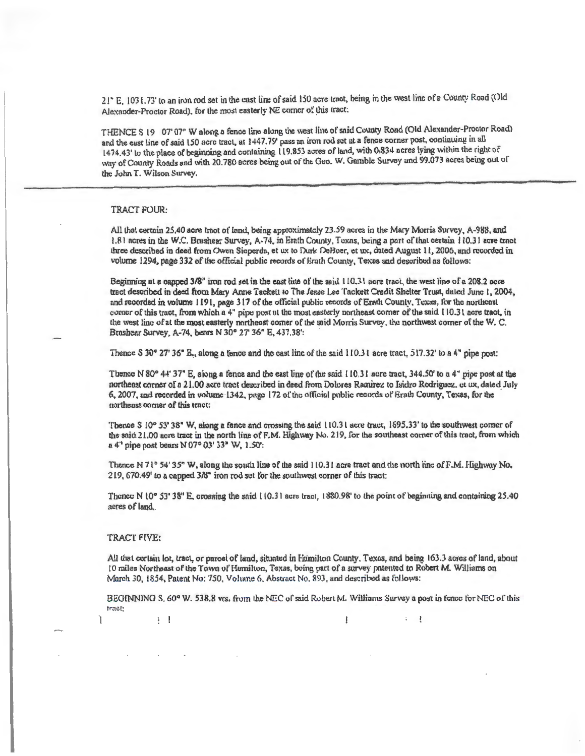21" E, 1031.73' to an iron rod set in the east line of said 150 acre tract, being in the west line of a County Road (Old Alexander-Proctor Road), for the most easterly NE corner of this tract:

THENCE S 19 07' 07" W along a fence line along the west line of said County Road (Old Alexander-Proctor Road) and the east line of said 150 acre tract, at 1447.79' pass an iron rod set at a fence corner post, continuing in all 1474.43' to the place of beginning and containing 119.853 acres of land, with 0.834 acres lying within the right of way of County Roads and with 20.780 acres being out of the Geo. W. Gamble Survey and 99.073 acres being out of the John T. Wilson Survey.

---

TRACT FOUR:

All that certain 25.40 acre tract of land, being approximately 23.59 acres in the Mary Morris Survey, A-988, and 1.81 acres in the W.C. Brashear Survey, A-74, in Erath County, Texas, being a part of that certain 110.31 acre tract three described in deed from Owen Sieperda, et ux to Durk DeBoer, et ux, dated August 11, 2006, and recorded in volume 1294, page 332 of the official public records of Erath County, Texas and described as follows:

Beginning at a capped 3/8" iron rod set in the east line of the said 110.31 acre tract, the west line of a 208.2 acre tract described in deed from Mary Anne Tackett to The Jesse Lee Tackett Credit Shelter Trust, dated June 1, 2004, and recorded in volume 1191, page 317 of the official public records of Erath County, Texas, for the northeast corner of this tract, from which a 4" pipe post at the most easterly northeast corner of the said 110.31 acre tract, in the west line of at the most easterly northeast corner of the said Morris Survey, the northwest corner of the W. C. Brashear Survey, A-74, bears N 30° 27' 36" E, 437.38':

Thence S 30° 27' 36" E., along a fence and the east line of the said 110.31 acre tract, 517.32' to a 4" pipe post:

Thence N 80° 44' 37" E, along a fence and the east line of the said 110.31 acre tract, 344.50' to a 4" pipe post at the northeast corner of a 21.00 acre tract described in deed from Dolores Ramirez to Isidro Rodriguez. et ux, dated July 6, 2007, and recorded in volume 1342, page 172 of the official public records of Erath County, Texas, for the northeast corner of this tract:

Thence S 10° 53' 38" W, along a fence and crossing the said 110.31 acre tract, 1695.33' to the southwest corner of the said 21.00 acre tract in the north line of F.M. Highway No. 219, for the southeast corner of this tract, from which a 4" pipe post bears N 07° 03' 33" W, 1.50':

Thence N 71° 54' 35" W, along the south line of the said 110.31 acre tract and the north line of F.M. Highway No. 219, 670.49' to a capped 3/8" iron rod set for the southwest corner of this tract:

Thence N 10° 53' 38" E, crossing the said 110.31 acre tract, 1880.98' to the point of beginning and containing 25.40 acres of land.

TRACT FIVE:

All that certain lot, tract, or parcel of land, situated in Hamilton County, Texas, and being 163.3 acres of land, about 10 miles Northeast of the Town of Hamilton, Texas, being part of a survey patented to Robert M. Williams on March 30, 1854, Patent No: 750, Volume 6, Abstract No. 893, and described as follows:

BEGINNING S. 60° W. 538.8 vrs. from the NEC of said Robert M. Williams Survey a post in fence for NEC of this tract;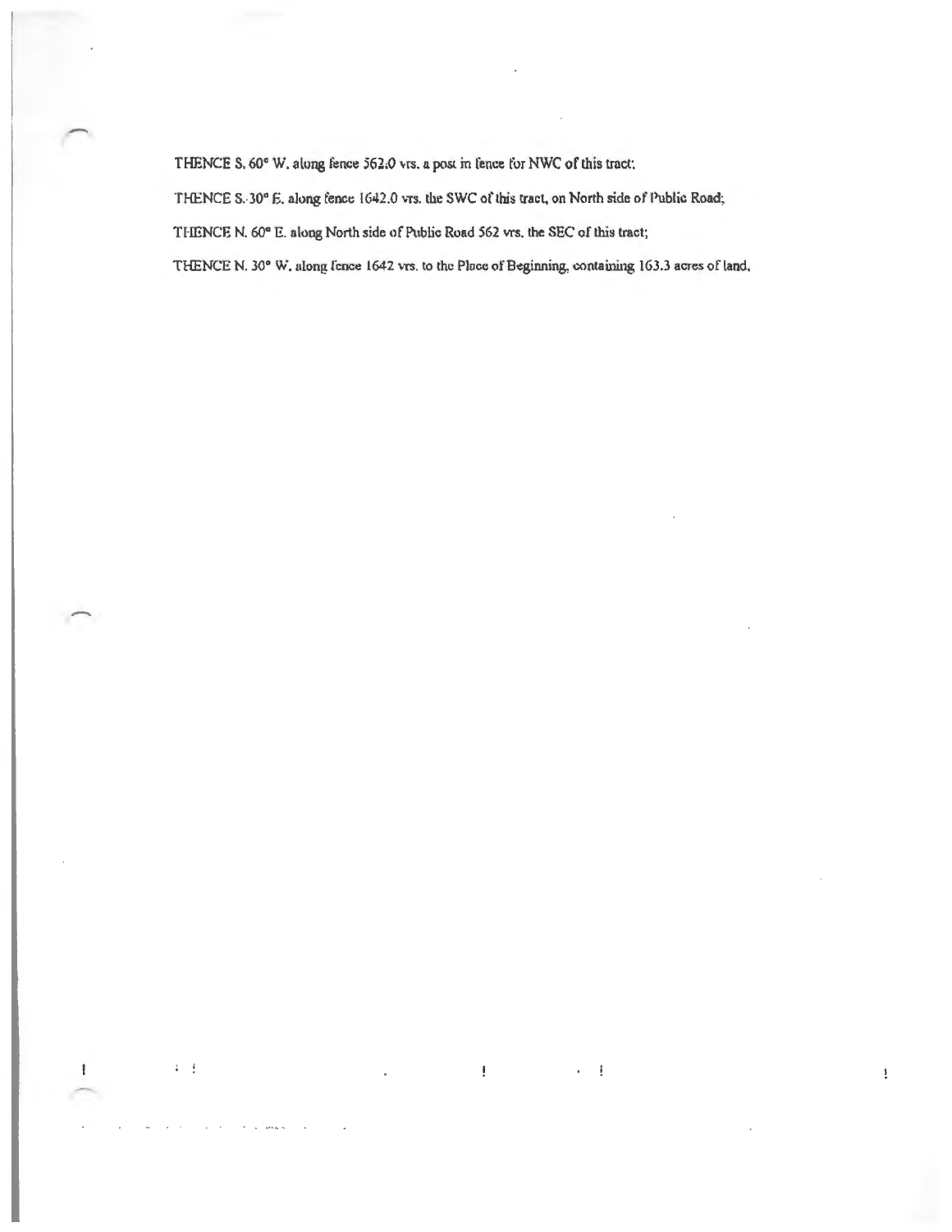THENCE S. 60° W. along fence 562.0 vrs. a post in fence for NWC of this tract;

THENCE S. 30° E. along fence 1642.0 vrs. the SWC of this tract, on North side of Public Road;

THENCE N. 60° E. along North side of Public Road 562 vrs. the SEC of this tract;

THENCE N. 30° W. along fence 1642 vrs. to the Place of Beginning, containing 163.3 acres of land.